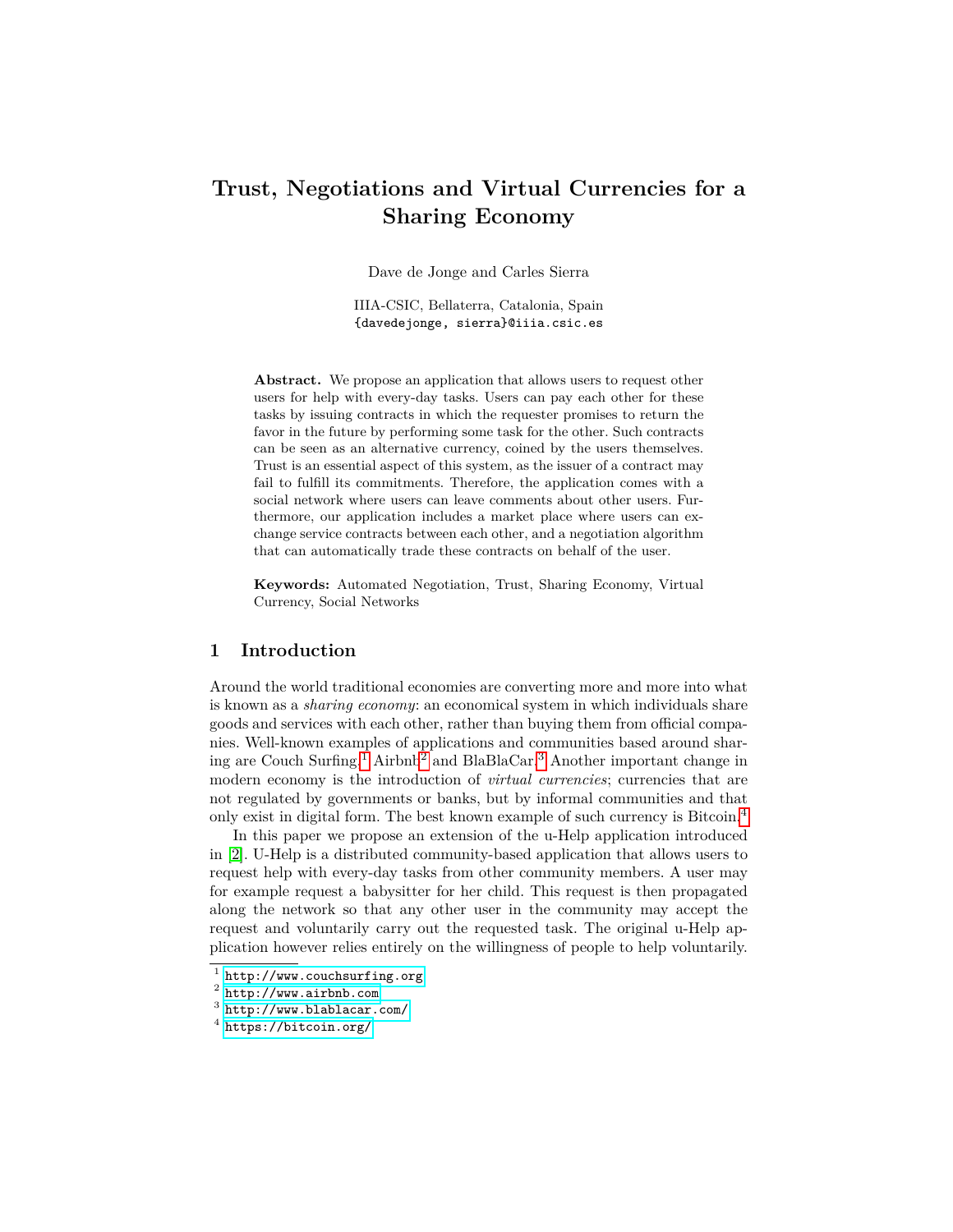# Trust, Negotiations and Virtual Currencies for a Sharing Economy

Dave de Jonge and Carles Sierra

IIIA-CSIC, Bellaterra, Catalonia, Spain
{davedejonge, sierra}@iiia.csic.es

**Abstract.** We propose an application that allows users to request other users for help with every-day tasks. Users can pay each other for these tasks by issuing contracts in which the requester promises to return the favor in the future by performing some task for the other. Such contracts can be seen as an alternative currency, coined by the users themselves. Trust is an essential aspect of this system, as the issuer of a contract may fail to fulfill its commitments. Therefore, the application comes with a social network where users can leave comments about other users. Furthermore, our application includes a market place where users can exchange service contracts between each other, and a negotiation algorithm that can automatically trade these contracts on behalf of the user.

**Keywords:** Automated Negotiation, Trust, Sharing Economy, Virtual Currency, Social Networks

## 1 Introduction

Around the world traditional economies are converting more and more into what is known as a *sharing economy*: an economical system in which individuals share goods and services with each other, rather than buying them from official companies. Well-known examples of applications and communities based around sharing are Couch Surfing,[1] Airbnb[2] and BlaBlaCar.[3] Another important change in modern economy is the introduction of *virtual currencies*; currencies that are not regulated by governments or banks, but by informal communities and that only exist in digital form. The best known example of such currency is Bitcoin.[4]

In this paper we propose an extension of the u-Help application introduced in [2]. U-Help is a distributed community-based application that allows users to request help with every-day tasks from other community members. A user may for example request a babysitter for her child. This request is then propagated along the network so that any other user in the community may accept the request and voluntarily carry out the requested task. The original u-Help application however relies entirely on the willingness of people to help voluntarily.

[1] http://www.couchsurfing.org
[2] http://www.airbnb.com
[3] http://www.blablacar.com/
[4] https://bitcoin.org/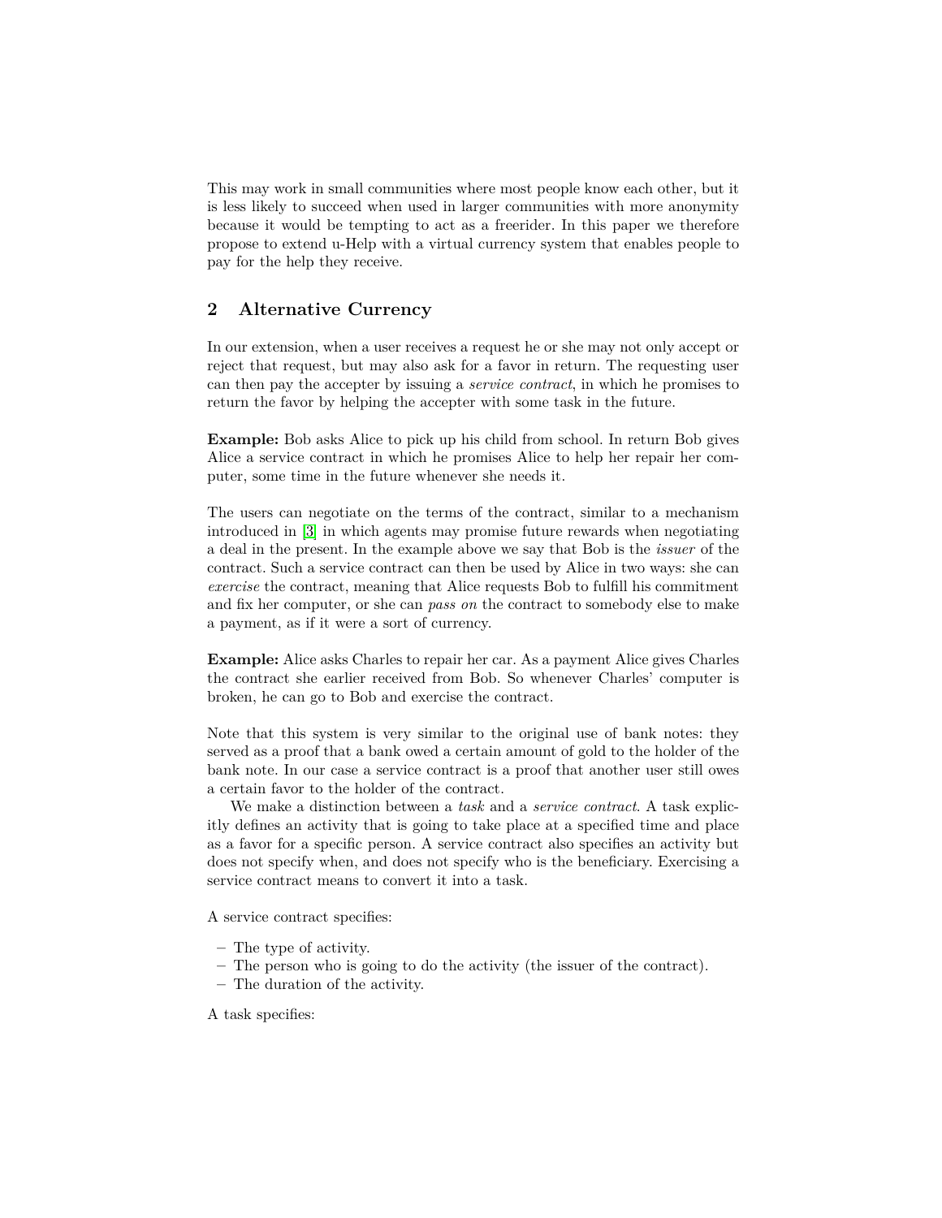This may work in small communities where most people know each other, but it is less likely to succeed when used in larger communities with more anonymity because it would be tempting to act as a freerider. In this paper we therefore propose to extend u-Help with a virtual currency system that enables people to pay for the help they receive.

## 2 Alternative Currency

In our extension, when a user receives a request he or she may not only accept or reject that request, but may also ask for a favor in return. The requesting user can then pay the accepter by issuing a *service contract*, in which he promises to return the favor by helping the accepter with some task in the future.

**Example:** Bob asks Alice to pick up his child from school. In return Bob gives Alice a service contract in which he promises Alice to help her repair her computer, some time in the future whenever she needs it.

The users can negotiate on the terms of the contract, similar to a mechanism introduced in [3] in which agents may promise future rewards when negotiating a deal in the present. In the example above we say that Bob is the *issuer* of the contract. Such a service contract can then be used by Alice in two ways: she can *exercise* the contract, meaning that Alice requests Bob to fulfill his commitment and fix her computer, or she can *pass on* the contract to somebody else to make a payment, as if it were a sort of currency.

**Example:** Alice asks Charles to repair her car. As a payment Alice gives Charles the contract she earlier received from Bob. So whenever Charles' computer is broken, he can go to Bob and exercise the contract.

Note that this system is very similar to the original use of bank notes: they served as a proof that a bank owed a certain amount of gold to the holder of the bank note. In our case a service contract is a proof that another user still owes a certain favor to the holder of the contract.

We make a distinction between a *task* and a *service contract*. A task explicitly defines an activity that is going to take place at a specified time and place as a favor for a specific person. A service contract also specifies an activity but does not specify when, and does not specify who is the beneficiary. Exercising a service contract means to convert it into a task.

A service contract specifies:

- The type of activity.
- The person who is going to do the activity (the issuer of the contract).
- The duration of the activity.

A task specifies: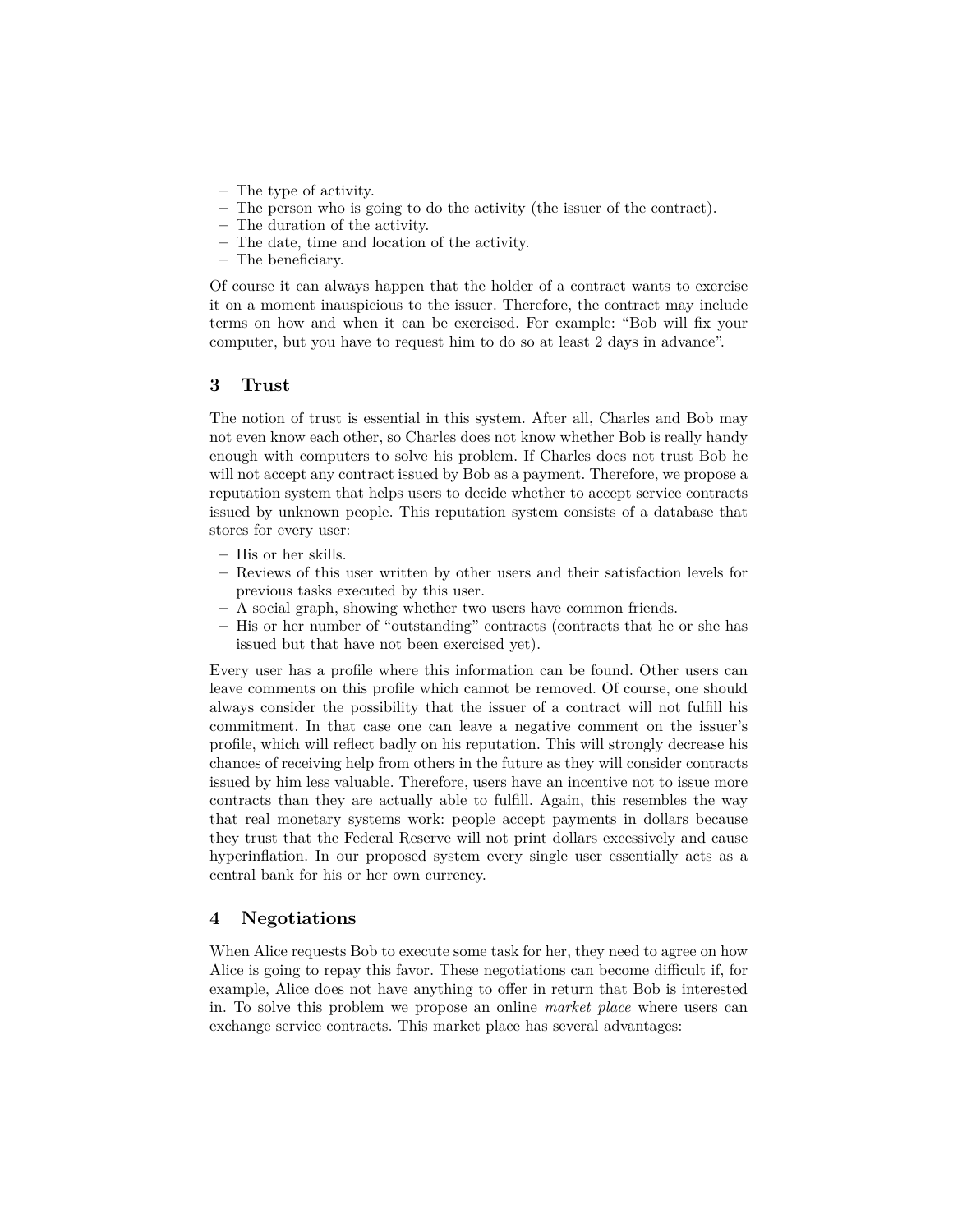- The type of activity.
- The person who is going to do the activity (the issuer of the contract).
- The duration of the activity.
- The date, time and location of the activity.
- The beneficiary.

Of course it can always happen that the holder of a contract wants to exercise it on a moment inauspicious to the issuer. Therefore, the contract may include terms on how and when it can be exercised. For example: "Bob will fix your computer, but you have to request him to do so at least 2 days in advance".

## 3 Trust

The notion of trust is essential in this system. After all, Charles and Bob may not even know each other, so Charles does not know whether Bob is really handy enough with computers to solve his problem. If Charles does not trust Bob he will not accept any contract issued by Bob as a payment. Therefore, we propose a reputation system that helps users to decide whether to accept service contracts issued by unknown people. This reputation system consists of a database that stores for every user:

- His or her skills.
- Reviews of this user written by other users and their satisfaction levels for previous tasks executed by this user.
- A social graph, showing whether two users have common friends.
- His or her number of "outstanding" contracts (contracts that he or she has issued but that have not been exercised yet).

Every user has a profile where this information can be found. Other users can leave comments on this profile which cannot be removed. Of course, one should always consider the possibility that the issuer of a contract will not fulfill his commitment. In that case one can leave a negative comment on the issuer's profile, which will reflect badly on his reputation. This will strongly decrease his chances of receiving help from others in the future as they will consider contracts issued by him less valuable. Therefore, users have an incentive not to issue more contracts than they are actually able to fulfill. Again, this resembles the way that real monetary systems work: people accept payments in dollars because they trust that the Federal Reserve will not print dollars excessively and cause hyperinflation. In our proposed system every single user essentially acts as a central bank for his or her own currency.

## 4 Negotiations

When Alice requests Bob to execute some task for her, they need to agree on how Alice is going to repay this favor. These negotiations can become difficult if, for example, Alice does not have anything to offer in return that Bob is interested in. To solve this problem we propose an online *market place* where users can exchange service contracts. This market place has several advantages: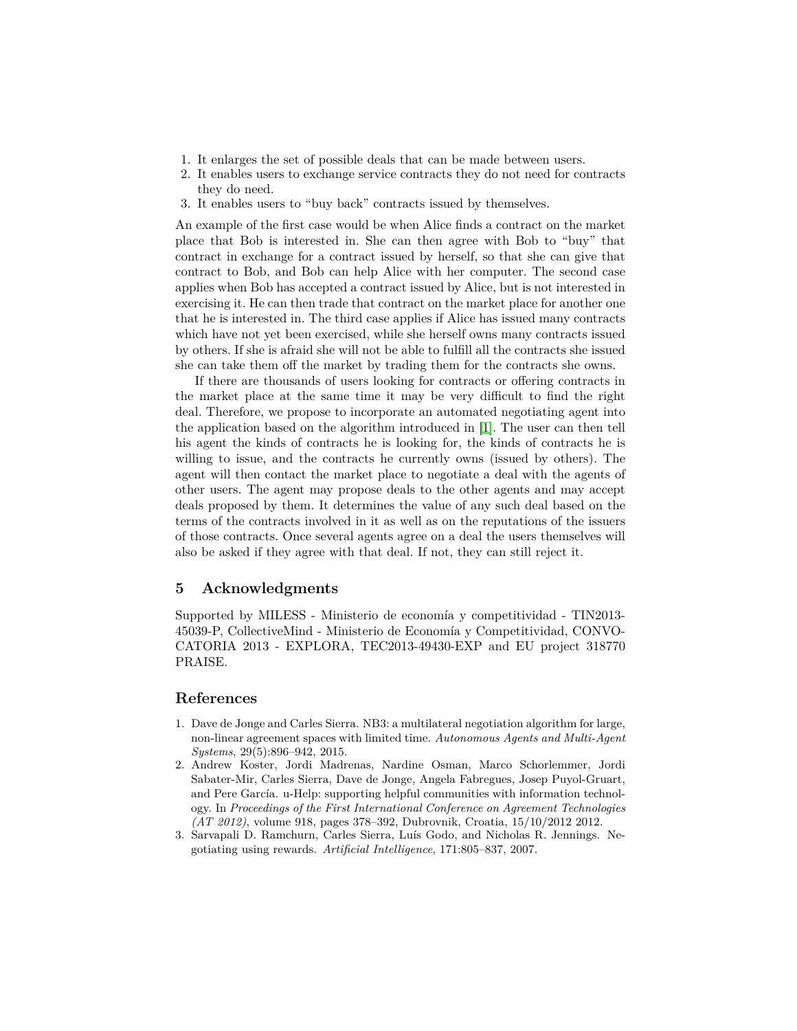1. It enlarges the set of possible deals that can be made between users.
2. It enables users to exchange service contracts they do not need for contracts they do need.
3. It enables users to "buy back" contracts issued by themselves.

An example of the first case would be when Alice finds a contract on the market place that Bob is interested in. She can then agree with Bob to "buy" that contract in exchange for a contract issued by herself, so that she can give that contract to Bob, and Bob can help Alice with her computer. The second case applies when Bob has accepted a contract issued by Alice, but is not interested in exercising it. He can then trade that contract on the market place for another one that he is interested in. The third case applies if Alice has issued many contracts which have not yet been exercised, while she herself owns many contracts issued by others. If she is afraid she will not be able to fulfill all the contracts she issued she can take them off the market by trading them for the contracts she owns.

If there are thousands of users looking for contracts or offering contracts in the market place at the same time it may be very difficult to find the right deal. Therefore, we propose to incorporate an automated negotiating agent into the application based on the algorithm introduced in [1]. The user can then tell his agent the kinds of contracts he is looking for, the kinds of contracts he is willing to issue, and the contracts he currently owns (issued by others). The agent will then contact the market place to negotiate a deal with the agents of other users. The agent may propose deals to the other agents and may accept deals proposed by them. It determines the value of any such deal based on the terms of the contracts involved in it as well as on the reputations of the issuers of those contracts. Once several agents agree on a deal the users themselves will also be asked if they agree with that deal. If not, they can still reject it.

## 5 Acknowledgments

Supported by MILESS - Ministerio de economía y competitividad - TIN2013-45039-P, CollectiveMind - Ministerio de Economía y Competitividad, CONVOCATORIA 2013 - EXPLORA, TEC2013-49430-EXP and EU project 318770 PRAISE.

## References

1. Dave de Jonge and Carles Sierra. NB3: a multilateral negotiation algorithm for large, non-linear agreement spaces with limited time. *Autonomous Agents and Multi-Agent Systems*, 29(5):896–942, 2015.
2. Andrew Koster, Jordi Madrenas, Nardine Osman, Marco Schorlemmer, Jordi Sabater-Mir, Carles Sierra, Dave de Jonge, Angela Fabregues, Josep Puyol-Gruart, and Pere García. u-Help: supporting helpful communities with information technology. In *Proceedings of the First International Conference on Agreement Technologies (AT 2012)*, volume 918, pages 378–392, Dubrovnik, Croatia, 15/10/2012 2012.
3. Sarvapali D. Ramchurn, Carles Sierra, Luís Godo, and Nicholas R. Jennings. Negotiating using rewards. *Artificial Intelligence*, 171:805–837, 2007.